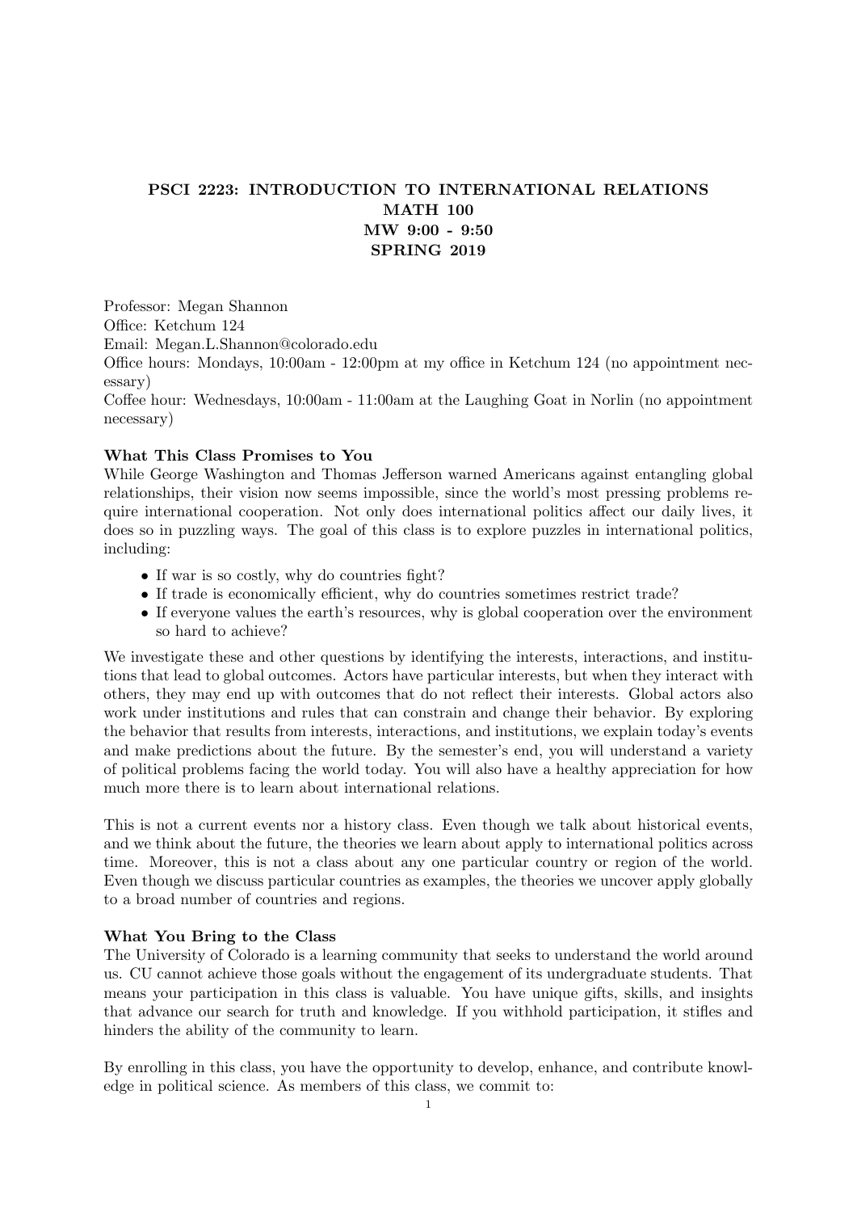# PSCI 2223: INTRODUCTION TO INTERNATIONAL RELATIONS
## MATH 100
## MW 9:00 - 9:50
## SPRING 2019

Professor: Megan Shannon
Office: Ketchum 124
Email: Megan.L.Shannon@colorado.edu
Office hours: Mondays, 10:00am - 12:00pm at my office in Ketchum 124 (no appointment necessary)
Coffee hour: Wednesdays, 10:00am - 11:00am at the Laughing Goat in Norlin (no appointment necessary)

**What This Class Promises to You**

While George Washington and Thomas Jefferson warned Americans against entangling global relationships, their vision now seems impossible, since the world's most pressing problems require international cooperation. Not only does international politics affect our daily lives, it does so in puzzling ways. The goal of this class is to explore puzzles in international politics, including:

- If war is so costly, why do countries fight?
- If trade is economically efficient, why do countries sometimes restrict trade?
- If everyone values the earth's resources, why is global cooperation over the environment so hard to achieve?

We investigate these and other questions by identifying the interests, interactions, and institutions that lead to global outcomes. Actors have particular interests, but when they interact with others, they may end up with outcomes that do not reflect their interests. Global actors also work under institutions and rules that can constrain and change their behavior. By exploring the behavior that results from interests, interactions, and institutions, we explain today's events and make predictions about the future. By the semester's end, you will understand a variety of political problems facing the world today. You will also have a healthy appreciation for how much more there is to learn about international relations.

This is not a current events nor a history class. Even though we talk about historical events, and we think about the future, the theories we learn about apply to international politics across time. Moreover, this is not a class about any one particular country or region of the world. Even though we discuss particular countries as examples, the theories we uncover apply globally to a broad number of countries and regions.

**What You Bring to the Class**

The University of Colorado is a learning community that seeks to understand the world around us. CU cannot achieve those goals without the engagement of its undergraduate students. That means your participation in this class is valuable. You have unique gifts, skills, and insights that advance our search for truth and knowledge. If you withhold participation, it stifles and hinders the ability of the community to learn.

By enrolling in this class, you have the opportunity to develop, enhance, and contribute knowledge in political science. As members of this class, we commit to: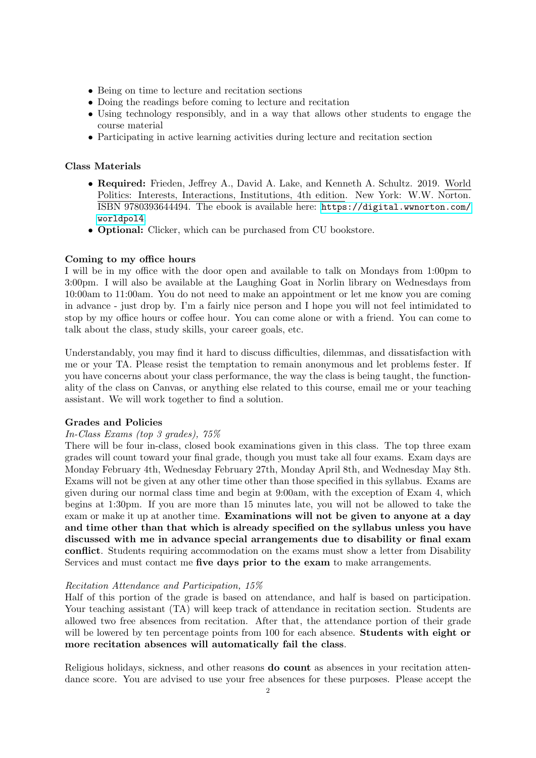- Being on time to lecture and recitation sections
- Doing the readings before coming to lecture and recitation
- Using technology responsibly, and in a way that allows other students to engage the course material
- Participating in active learning activities during lecture and recitation section

**Class Materials**

- **Required:** Frieden, Jeffrey A., David A. Lake, and Kenneth A. Schultz. 2019. World Politics: Interests, Interactions, Institutions, 4th edition. New York: W.W. Norton. ISBN 9780393644494. The ebook is available here: https://digital.wwnorton.com/worldpol4
- **Optional:** Clicker, which can be purchased from CU bookstore.

**Coming to my office hours**

I will be in my office with the door open and available to talk on Mondays from 1:00pm to 3:00pm. I will also be available at the Laughing Goat in Norlin library on Wednesdays from 10:00am to 11:00am. You do not need to make an appointment or let me know you are coming in advance - just drop by. I'm a fairly nice person and I hope you will not feel intimidated to stop by my office hours or coffee hour. You can come alone or with a friend. You can come to talk about the class, study skills, your career goals, etc.

Understandably, you may find it hard to discuss difficulties, dilemmas, and dissatisfaction with me or your TA. Please resist the temptation to remain anonymous and let problems fester. If you have concerns about your class performance, the way the class is being taught, the functionality of the class on Canvas, or anything else related to this course, email me or your teaching assistant. We will work together to find a solution.

**Grades and Policies**

*In-Class Exams (top 3 grades), 75%*

There will be four in-class, closed book examinations given in this class. The top three exam grades will count toward your final grade, though you must take all four exams. Exam days are Monday February 4th, Wednesday February 27th, Monday April 8th, and Wednesday May 8th. Exams will not be given at any other time other than those specified in this syllabus. Exams are given during our normal class time and begin at 9:00am, with the exception of Exam 4, which begins at 1:30pm. If you are more than 15 minutes late, you will not be allowed to take the exam or make it up at another time. **Examinations will not be given to anyone at a day and time other than that which is already specified on the syllabus unless you have discussed with me in advance special arrangements due to disability or final exam conflict**. Students requiring accommodation on the exams must show a letter from Disability Services and must contact me **five days prior to the exam** to make arrangements.

*Recitation Attendance and Participation, 15%*

Half of this portion of the grade is based on attendance, and half is based on participation. Your teaching assistant (TA) will keep track of attendance in recitation section. Students are allowed two free absences from recitation. After that, the attendance portion of their grade will be lowered by ten percentage points from 100 for each absence. **Students with eight or more recitation absences will automatically fail the class**.

Religious holidays, sickness, and other reasons **do count** as absences in your recitation attendance score. You are advised to use your free absences for these purposes. Please accept the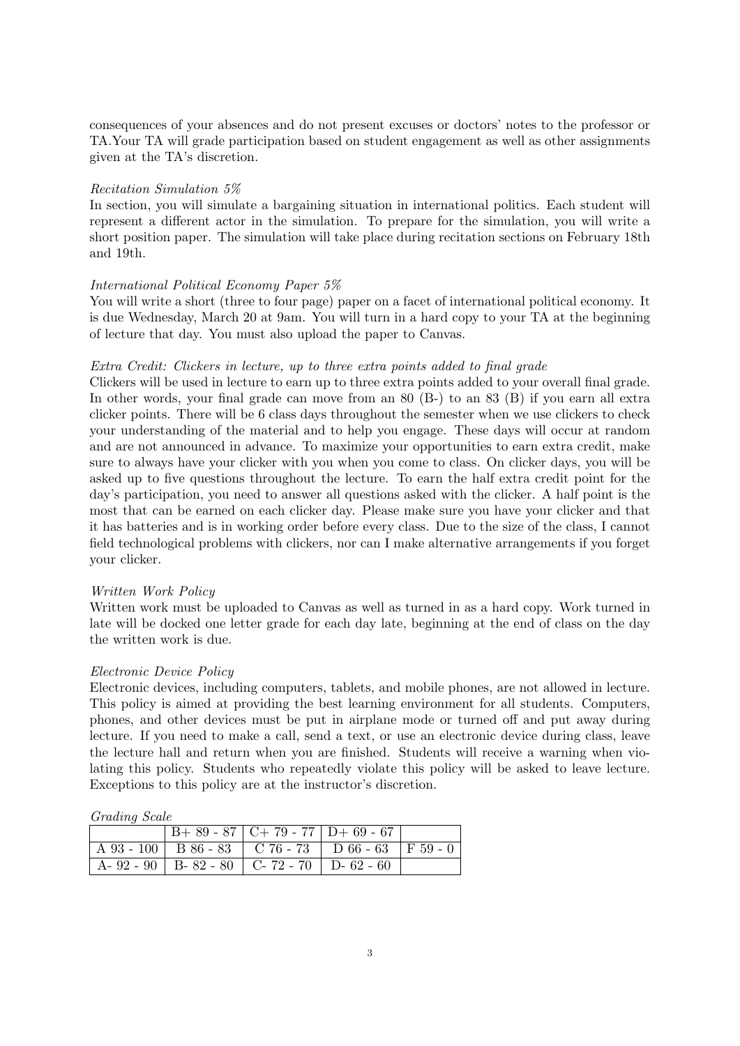consequences of your absences and do not present excuses or doctors' notes to the professor or TA.Your TA will grade participation based on student engagement as well as other assignments given at the TA's discretion.

*Recitation Simulation 5%*

In section, you will simulate a bargaining situation in international politics. Each student will represent a different actor in the simulation. To prepare for the simulation, you will write a short position paper. The simulation will take place during recitation sections on February 18th and 19th.

*International Political Economy Paper 5%*

You will write a short (three to four page) paper on a facet of international political economy. It is due Wednesday, March 20 at 9am. You will turn in a hard copy to your TA at the beginning of lecture that day. You must also upload the paper to Canvas.

*Extra Credit: Clickers in lecture, up to three extra points added to final grade*

Clickers will be used in lecture to earn up to three extra points added to your overall final grade. In other words, your final grade can move from an 80 (B-) to an 83 (B) if you earn all extra clicker points. There will be 6 class days throughout the semester when we use clickers to check your understanding of the material and to help you engage. These days will occur at random and are not announced in advance. To maximize your opportunities to earn extra credit, make sure to always have your clicker with you when you come to class. On clicker days, you will be asked up to five questions throughout the lecture. To earn the half extra credit point for the day's participation, you need to answer all questions asked with the clicker. A half point is the most that can be earned on each clicker day. Please make sure you have your clicker and that it has batteries and is in working order before every class. Due to the size of the class, I cannot field technological problems with clickers, nor can I make alternative arrangements if you forget your clicker.

*Written Work Policy*

Written work must be uploaded to Canvas as well as turned in as a hard copy. Work turned in late will be docked one letter grade for each day late, beginning at the end of class on the day the written work is due.

*Electronic Device Policy*

Electronic devices, including computers, tablets, and mobile phones, are not allowed in lecture. This policy is aimed at providing the best learning environment for all students. Computers, phones, and other devices must be put in airplane mode or turned off and put away during lecture. If you need to make a call, send a text, or use an electronic device during class, leave the lecture hall and return when you are finished. Students will receive a warning when violating this policy. Students who repeatedly violate this policy will be asked to leave lecture. Exceptions to this policy are at the instructor's discretion.

*Grading Scale*

| | | | | |
|---|---|---|---|---|
| | B+ 89 - 87 | C+ 79 - 77 | D+ 69 - 67 | |
| A 93 - 100 | B 86 - 83 | C 76 - 73 | D 66 - 63 | F 59 - 0 |
| A- 92 - 90 | B- 82 - 80 | C- 72 - 70 | D- 62 - 60 | |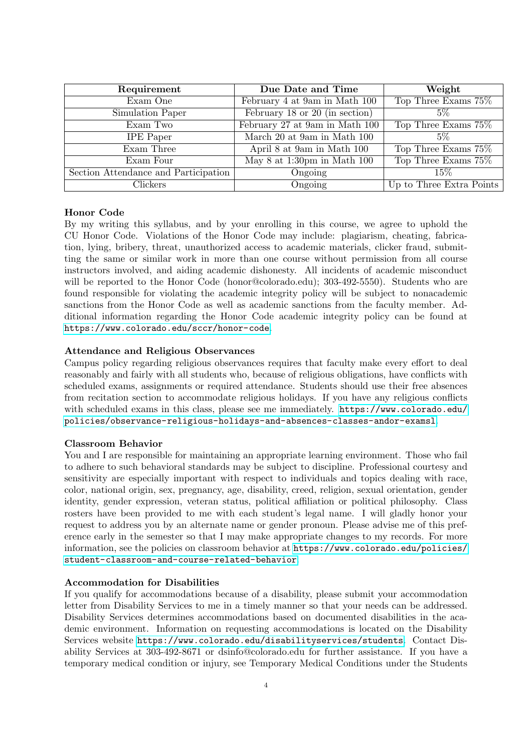| Requirement | Due Date and Time | Weight |
|---|---|---|
| Exam One | February 4 at 9am in Math 100 | Top Three Exams 75% |
| Simulation Paper | February 18 or 20 (in section) | 5% |
| Exam Two | February 27 at 9am in Math 100 | Top Three Exams 75% |
| IPE Paper | March 20 at 9am in Math 100 | 5% |
| Exam Three | April 8 at 9am in Math 100 | Top Three Exams 75% |
| Exam Four | May 8 at 1:30pm in Math 100 | Top Three Exams 75% |
| Section Attendance and Participation | Ongoing | 15% |
| Clickers | Ongoing | Up to Three Extra Points |

**Honor Code**

By my writing this syllabus, and by your enrolling in this course, we agree to uphold the CU Honor Code. Violations of the Honor Code may include: plagiarism, cheating, fabrication, lying, bribery, threat, unauthorized access to academic materials, clicker fraud, submitting the same or similar work in more than one course without permission from all course instructors involved, and aiding academic dishonesty. All incidents of academic misconduct will be reported to the Honor Code (honor@colorado.edu); 303-492-5550). Students who are found responsible for violating the academic integrity policy will be subject to nonacademic sanctions from the Honor Code as well as academic sanctions from the faculty member. Additional information regarding the Honor Code academic integrity policy can be found at https://www.colorado.edu/sccr/honor-code.

**Attendance and Religious Observances**

Campus policy regarding religious observances requires that faculty make every effort to deal reasonably and fairly with all students who, because of religious obligations, have conflicts with scheduled exams, assignments or required attendance. Students should use their free absences from recitation section to accommodate religious holidays. If you have any religious conflicts with scheduled exams in this class, please see me immediately. https://www.colorado.edu/policies/observance-religious-holidays-and-absences-classes-andor-examsl.

**Classroom Behavior**

You and I are responsible for maintaining an appropriate learning environment. Those who fail to adhere to such behavioral standards may be subject to discipline. Professional courtesy and sensitivity are especially important with respect to individuals and topics dealing with race, color, national origin, sex, pregnancy, age, disability, creed, religion, sexual orientation, gender identity, gender expression, veteran status, political affiliation or political philosophy. Class rosters have been provided to me with each student's legal name. I will gladly honor your request to address you by an alternate name or gender pronoun. Please advise me of this preference early in the semester so that I may make appropriate changes to my records. For more information, see the policies on classroom behavior at https://www.colorado.edu/policies/student-classroom-and-course-related-behavior.

**Accommodation for Disabilities**

If you qualify for accommodations because of a disability, please submit your accommodation letter from Disability Services to me in a timely manner so that your needs can be addressed. Disability Services determines accommodations based on documented disabilities in the academic environment. Information on requesting accommodations is located on the Disability Services website https://www.colorado.edu/disabilityservices/students. Contact Disability Services at 303-492-8671 or dsinfo@colorado.edu for further assistance. If you have a temporary medical condition or injury, see Temporary Medical Conditions under the Students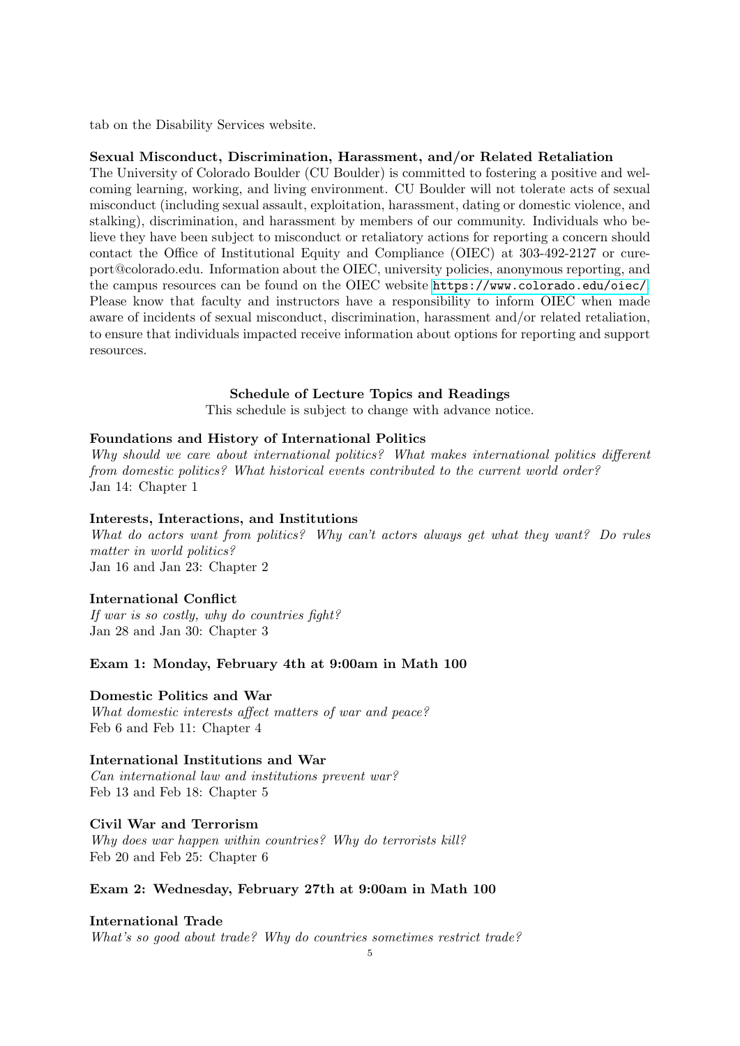tab on the Disability Services website.

**Sexual Misconduct, Discrimination, Harassment, and/or Related Retaliation**

The University of Colorado Boulder (CU Boulder) is committed to fostering a positive and welcoming learning, working, and living environment. CU Boulder will not tolerate acts of sexual misconduct (including sexual assault, exploitation, harassment, dating or domestic violence, and stalking), discrimination, and harassment by members of our community. Individuals who believe they have been subject to misconduct or retaliatory actions for reporting a concern should contact the Office of Institutional Equity and Compliance (OIEC) at 303-492-2127 or cureport@colorado.edu. Information about the OIEC, university policies, anonymous reporting, and the campus resources can be found on the OIEC website https://www.colorado.edu/oiec/. Please know that faculty and instructors have a responsibility to inform OIEC when made aware of incidents of sexual misconduct, discrimination, harassment and/or related retaliation, to ensure that individuals impacted receive information about options for reporting and support resources.

## Schedule of Lecture Topics and Readings

This schedule is subject to change with advance notice.

**Foundations and History of International Politics**

*Why should we care about international politics? What makes international politics different from domestic politics? What historical events contributed to the current world order?*

Jan 14: Chapter 1

**Interests, Interactions, and Institutions**

*What do actors want from politics? Why can't actors always get what they want? Do rules matter in world politics?*

Jan 16 and Jan 23: Chapter 2

**International Conflict**

*If war is so costly, why do countries fight?*

Jan 28 and Jan 30: Chapter 3

**Exam 1: Monday, February 4th at 9:00am in Math 100**

**Domestic Politics and War**

*What domestic interests affect matters of war and peace?*

Feb 6 and Feb 11: Chapter 4

**International Institutions and War**

*Can international law and institutions prevent war?*

Feb 13 and Feb 18: Chapter 5

**Civil War and Terrorism**

*Why does war happen within countries? Why do terrorists kill?*

Feb 20 and Feb 25: Chapter 6

**Exam 2: Wednesday, February 27th at 9:00am in Math 100**

**International Trade**

*What's so good about trade? Why do countries sometimes restrict trade?*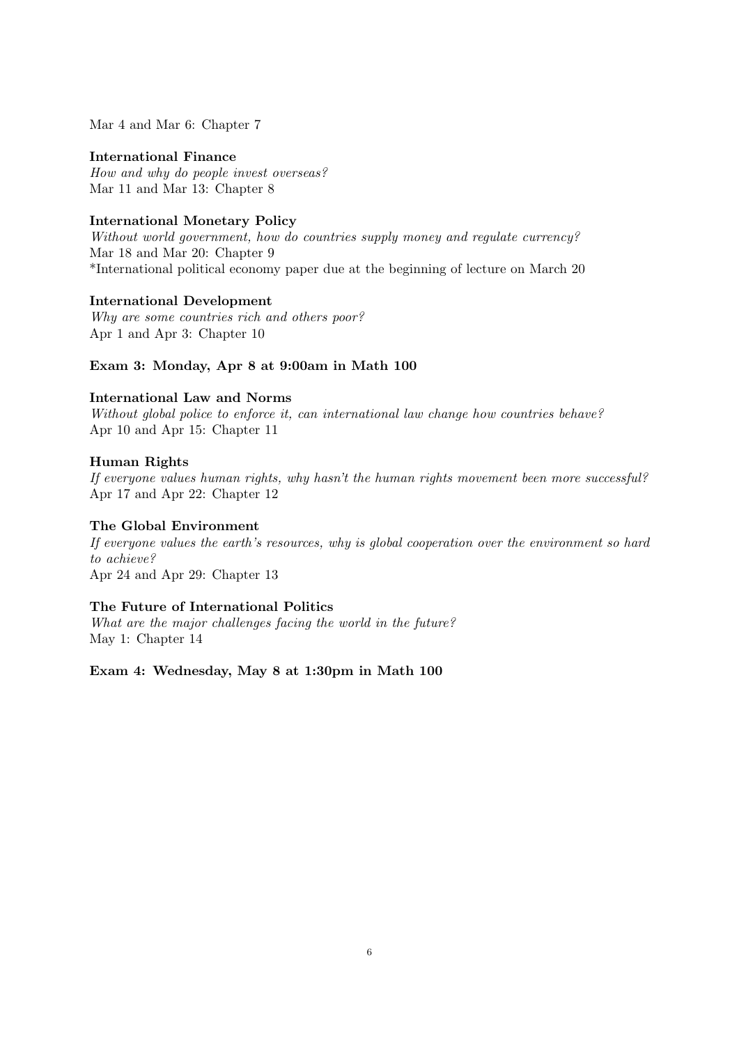Mar 4 and Mar 6: Chapter 7

**International Finance**
*How and why do people invest overseas?*
Mar 11 and Mar 13: Chapter 8

**International Monetary Policy**
*Without world government, how do countries supply money and regulate currency?*
Mar 18 and Mar 20: Chapter 9
*International political economy paper due at the beginning of lecture on March 20

**International Development**
*Why are some countries rich and others poor?*
Apr 1 and Apr 3: Chapter 10

**Exam 3: Monday, Apr 8 at 9:00am in Math 100**

**International Law and Norms**
*Without global police to enforce it, can international law change how countries behave?*
Apr 10 and Apr 15: Chapter 11

**Human Rights**
*If everyone values human rights, why hasn't the human rights movement been more successful?*
Apr 17 and Apr 22: Chapter 12

**The Global Environment**
*If everyone values the earth's resources, why is global cooperation over the environment so hard to achieve?*
Apr 24 and Apr 29: Chapter 13

**The Future of International Politics**
*What are the major challenges facing the world in the future?*
May 1: Chapter 14

**Exam 4: Wednesday, May 8 at 1:30pm in Math 100**